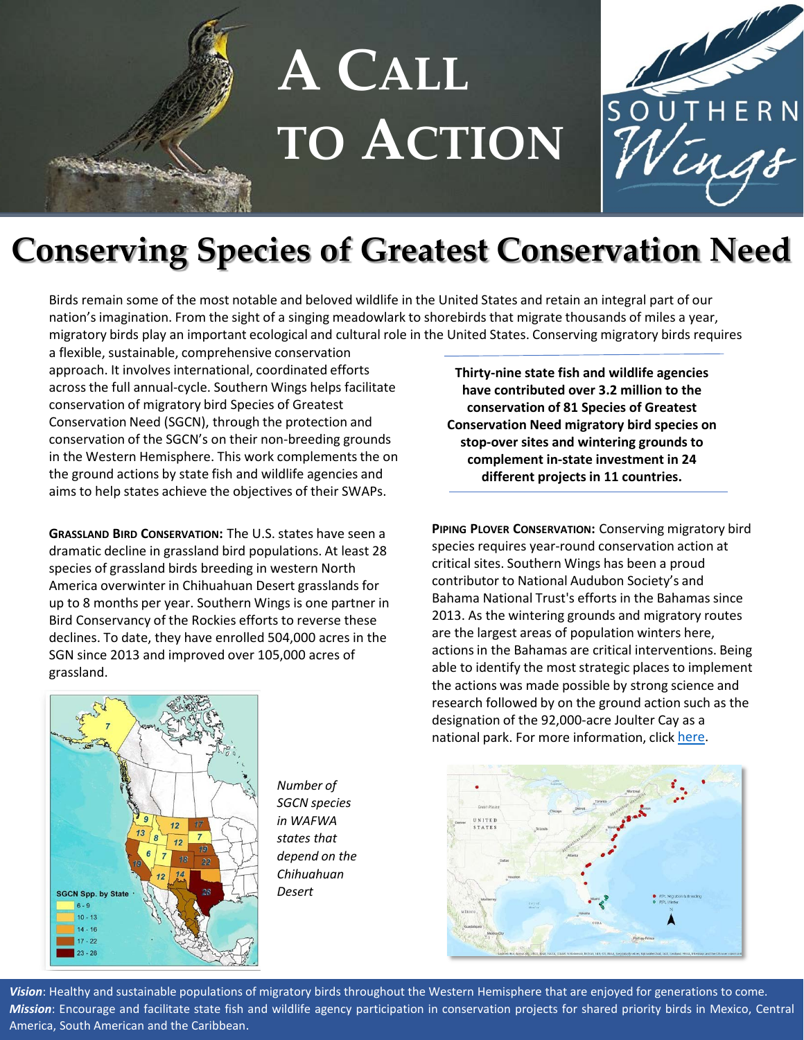# A Call to Action

Southern Wings

## Conserving Species of Greatest Conservation Need

Birds remain some of the most notable and beloved wildlife in the United States and retain an integral part of our nation's imagination. From the sight of a singing meadowlark to shorebirds that migrate thousands of miles a year, migratory birds play an important ecological and cultural role in the United States. Conserving migratory birds requires a flexible, sustainable, comprehensive conservation approach. It involves international, coordinated efforts across the full annual-cycle. Southern Wings helps facilitate conservation of migratory bird Species of Greatest Conservation Need (SGCN), through the protection and conservation of the SGCN's on their non-breeding grounds in the Western Hemisphere. This work complements the on the ground actions by state fish and wildlife agencies and aims to help states achieve the objectives of their SWAPs.

**Thirty-nine state fish and wildlife agencies have contributed over 3.2 million to the conservation of 81 Species of Greatest Conservation Need migratory bird species on stop-over sites and wintering grounds to complement in-state investment in 24 different projects in 11 countries.**

**Grassland Bird Conservation:** The U.S. states have seen a dramatic decline in grassland bird populations. At least 28 species of grassland birds breeding in western North America overwinter in Chihuahuan Desert grasslands for up to 8 months per year. Southern Wings is one partner in Bird Conservancy of the Rockies efforts to reverse these declines. To date, they have enrolled 504,000 acres in the SGN since 2013 and improved over 105,000 acres of grassland.

*Number of SGCN species in WAFWA states that depend on the Chihuahuan Desert*

**Piping Plover Conservation:** Conserving migratory bird species requires year-round conservation action at critical sites. Southern Wings has been a proud contributor to National Audubon Society's and Bahama National Trust's efforts in the Bahamas since 2013. As the wintering grounds and migratory routes are the largest areas of population winters here, actions in the Bahamas are critical interventions. Being able to identify the most strategic places to implement the actions was made possible by strong science and research followed by on the ground action such as the designation of the 92,000-acre Joulter Cay as a national park. For more information, click here.

*Vision*: Healthy and sustainable populations of migratory birds throughout the Western Hemisphere that are enjoyed for generations to come.
*Mission*: Encourage and facilitate state fish and wildlife agency participation in conservation projects for shared priority birds in Mexico, Central America, South American and the Caribbean.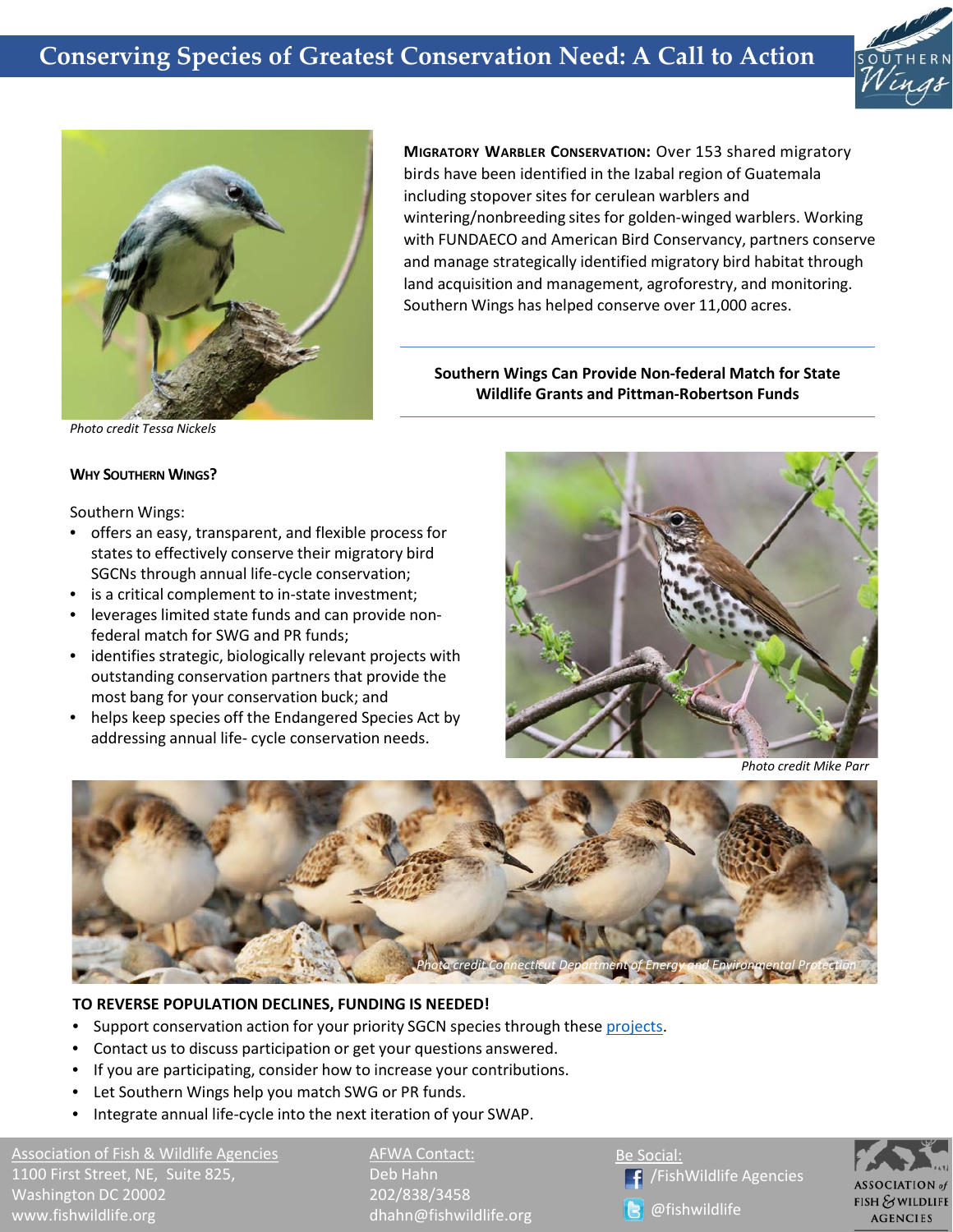# Conserving Species of Greatest Conservation Need: A Call to Action

Photo credit Tessa Nickels

**MIGRATORY WARBLER CONSERVATION:** Over 153 shared migratory birds have been identified in the Izabal region of Guatemala including stopover sites for cerulean warblers and wintering/nonbreeding sites for golden-winged warblers. Working with FUNDAECO and American Bird Conservancy, partners conserve and manage strategically identified migratory bird habitat through land acquisition and management, agroforestry, and monitoring. Southern Wings has helped conserve over 11,000 acres.

**Southern Wings Can Provide Non-federal Match for State Wildlife Grants and Pittman-Robertson Funds**

**WHY SOUTHERN WINGS?**

Southern Wings:

- offers an easy, transparent, and flexible process for states to effectively conserve their migratory bird SGCNs through annual life-cycle conservation;
- is a critical complement to in-state investment;
- leverages limited state funds and can provide non-federal match for SWG and PR funds;
- identifies strategic, biologically relevant projects with outstanding conservation partners that provide the most bang for your conservation buck; and
- helps keep species off the Endangered Species Act by addressing annual life- cycle conservation needs.

Photo credit Mike Parr

Photo credit Connecticut Department of Energy and Environmental Protection

**TO REVERSE POPULATION DECLINES, FUNDING IS NEEDED!**

- Support conservation action for your priority SGCN species through these projects.
- Contact us to discuss participation or get your questions answered.
- If you are participating, consider how to increase your contributions.
- Let Southern Wings help you match SWG or PR funds.
- Integrate annual life-cycle into the next iteration of your SWAP.

Association of Fish & Wildlife Agencies
1100 First Street, NE, Suite 825,
Washington DC 20002
www.fishwildlife.org

AFWA Contact:
Deb Hahn
202/838/3458
dhahn@fishwildlife.org

Be Social:
/FishWildlife Agencies
@fishwildlife